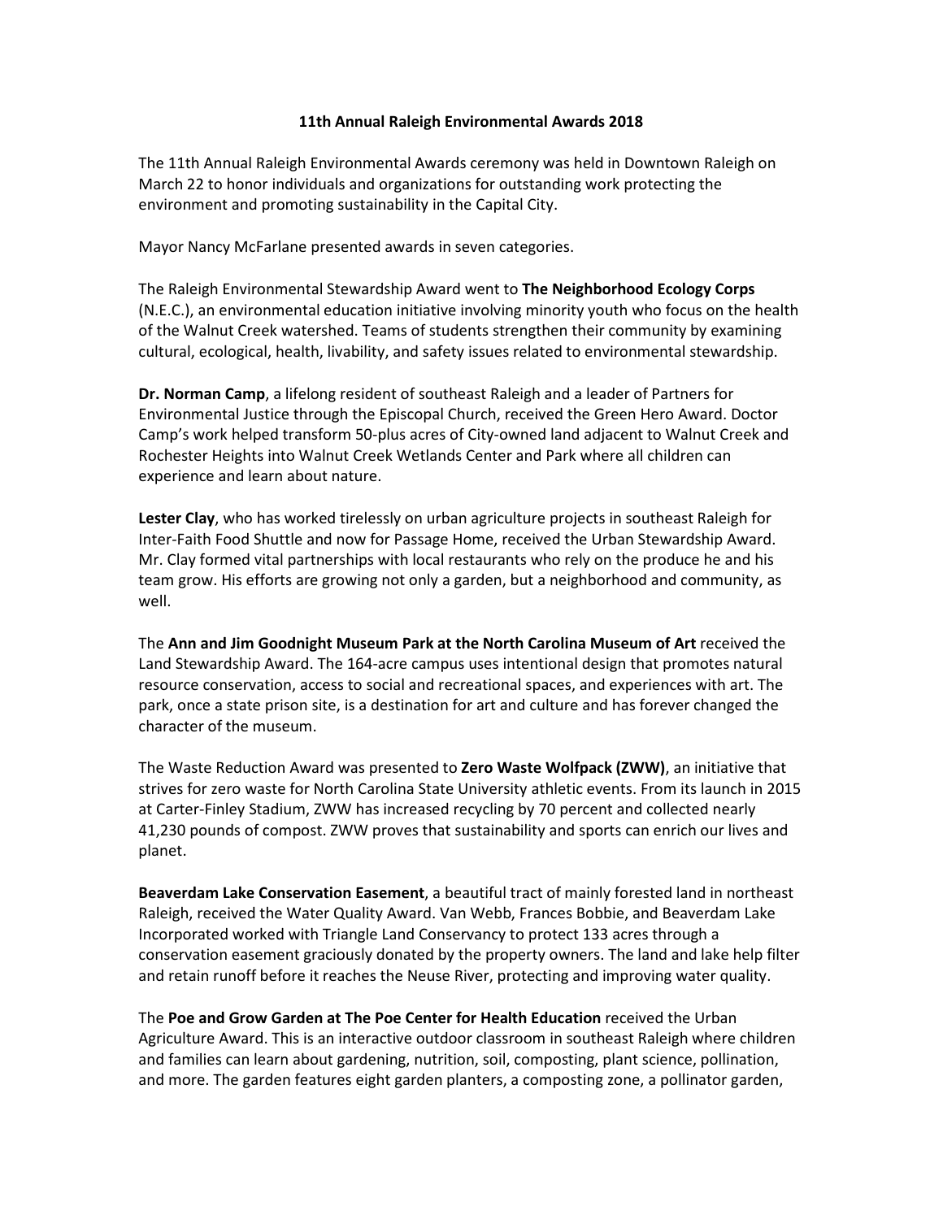# 11th Annual Raleigh Environmental Awards 2018

The 11th Annual Raleigh Environmental Awards ceremony was held in Downtown Raleigh on March 22 to honor individuals and organizations for outstanding work protecting the environment and promoting sustainability in the Capital City.

Mayor Nancy McFarlane presented awards in seven categories.

The Raleigh Environmental Stewardship Award went to **The Neighborhood Ecology Corps** (N.E.C.), an environmental education initiative involving minority youth who focus on the health of the Walnut Creek watershed. Teams of students strengthen their community by examining cultural, ecological, health, livability, and safety issues related to environmental stewardship.

**Dr. Norman Camp**, a lifelong resident of southeast Raleigh and a leader of Partners for Environmental Justice through the Episcopal Church, received the Green Hero Award. Doctor Camp's work helped transform 50-plus acres of City-owned land adjacent to Walnut Creek and Rochester Heights into Walnut Creek Wetlands Center and Park where all children can experience and learn about nature.

**Lester Clay**, who has worked tirelessly on urban agriculture projects in southeast Raleigh for Inter-Faith Food Shuttle and now for Passage Home, received the Urban Stewardship Award. Mr. Clay formed vital partnerships with local restaurants who rely on the produce he and his team grow. His efforts are growing not only a garden, but a neighborhood and community, as well.

The **Ann and Jim Goodnight Museum Park at the North Carolina Museum of Art** received the Land Stewardship Award. The 164-acre campus uses intentional design that promotes natural resource conservation, access to social and recreational spaces, and experiences with art. The park, once a state prison site, is a destination for art and culture and has forever changed the character of the museum.

The Waste Reduction Award was presented to **Zero Waste Wolfpack (ZWW)**, an initiative that strives for zero waste for North Carolina State University athletic events. From its launch in 2015 at Carter-Finley Stadium, ZWW has increased recycling by 70 percent and collected nearly 41,230 pounds of compost. ZWW proves that sustainability and sports can enrich our lives and planet.

**Beaverdam Lake Conservation Easement**, a beautiful tract of mainly forested land in northeast Raleigh, received the Water Quality Award. Van Webb, Frances Bobbie, and Beaverdam Lake Incorporated worked with Triangle Land Conservancy to protect 133 acres through a conservation easement graciously donated by the property owners. The land and lake help filter and retain runoff before it reaches the Neuse River, protecting and improving water quality.

The **Poe and Grow Garden at The Poe Center for Health Education** received the Urban Agriculture Award. This is an interactive outdoor classroom in southeast Raleigh where children and families can learn about gardening, nutrition, soil, composting, plant science, pollination, and more. The garden features eight garden planters, a composting zone, a pollinator garden,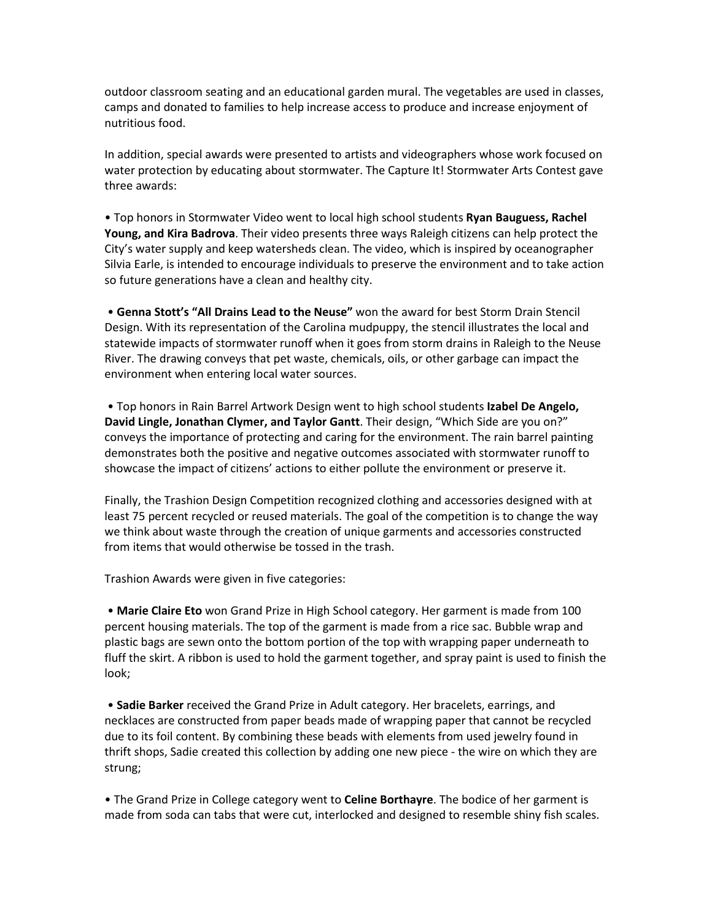outdoor classroom seating and an educational garden mural. The vegetables are used in classes, camps and donated to families to help increase access to produce and increase enjoyment of nutritious food.

In addition, special awards were presented to artists and videographers whose work focused on water protection by educating about stormwater. The Capture It! Stormwater Arts Contest gave three awards:

• Top honors in Stormwater Video went to local high school students **Ryan Bauguess, Rachel Young, and Kira Badrova**. Their video presents three ways Raleigh citizens can help protect the City's water supply and keep watersheds clean. The video, which is inspired by oceanographer Silvia Earle, is intended to encourage individuals to preserve the environment and to take action so future generations have a clean and healthy city.

• **Genna Stott's "All Drains Lead to the Neuse"** won the award for best Storm Drain Stencil Design. With its representation of the Carolina mudpuppy, the stencil illustrates the local and statewide impacts of stormwater runoff when it goes from storm drains in Raleigh to the Neuse River. The drawing conveys that pet waste, chemicals, oils, or other garbage can impact the environment when entering local water sources.

• Top honors in Rain Barrel Artwork Design went to high school students **Izabel De Angelo, David Lingle, Jonathan Clymer, and Taylor Gantt**. Their design, "Which Side are you on?" conveys the importance of protecting and caring for the environment. The rain barrel painting demonstrates both the positive and negative outcomes associated with stormwater runoff to showcase the impact of citizens' actions to either pollute the environment or preserve it.

Finally, the Trashion Design Competition recognized clothing and accessories designed with at least 75 percent recycled or reused materials. The goal of the competition is to change the way we think about waste through the creation of unique garments and accessories constructed from items that would otherwise be tossed in the trash.

Trashion Awards were given in five categories:

• **Marie Claire Eto** won Grand Prize in High School category. Her garment is made from 100 percent housing materials. The top of the garment is made from a rice sac. Bubble wrap and plastic bags are sewn onto the bottom portion of the top with wrapping paper underneath to fluff the skirt. A ribbon is used to hold the garment together, and spray paint is used to finish the look;

• **Sadie Barker** received the Grand Prize in Adult category. Her bracelets, earrings, and necklaces are constructed from paper beads made of wrapping paper that cannot be recycled due to its foil content. By combining these beads with elements from used jewelry found in thrift shops, Sadie created this collection by adding one new piece - the wire on which they are strung;

• The Grand Prize in College category went to **Celine Borthayre**. The bodice of her garment is made from soda can tabs that were cut, interlocked and designed to resemble shiny fish scales.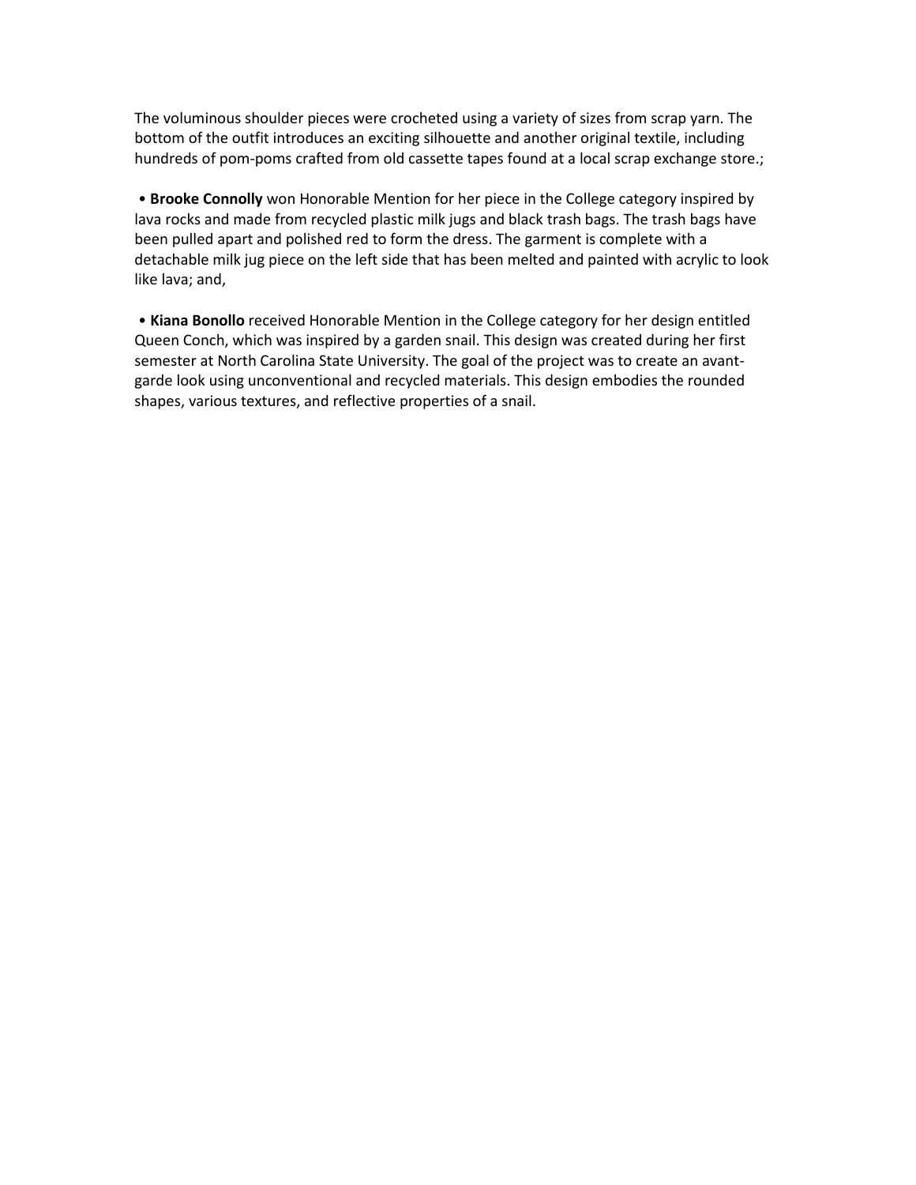The voluminous shoulder pieces were crocheted using a variety of sizes from scrap yarn. The bottom of the outfit introduces an exciting silhouette and another original textile, including hundreds of pom-poms crafted from old cassette tapes found at a local scrap exchange store.;

- **Brooke Connolly** won Honorable Mention for her piece in the College category inspired by lava rocks and made from recycled plastic milk jugs and black trash bags. The trash bags have been pulled apart and polished red to form the dress. The garment is complete with a detachable milk jug piece on the left side that has been melted and painted with acrylic to look like lava; and,

- **Kiana Bonollo** received Honorable Mention in the College category for her design entitled Queen Conch, which was inspired by a garden snail. This design was created during her first semester at North Carolina State University. The goal of the project was to create an avant-garde look using unconventional and recycled materials. This design embodies the rounded shapes, various textures, and reflective properties of a snail.